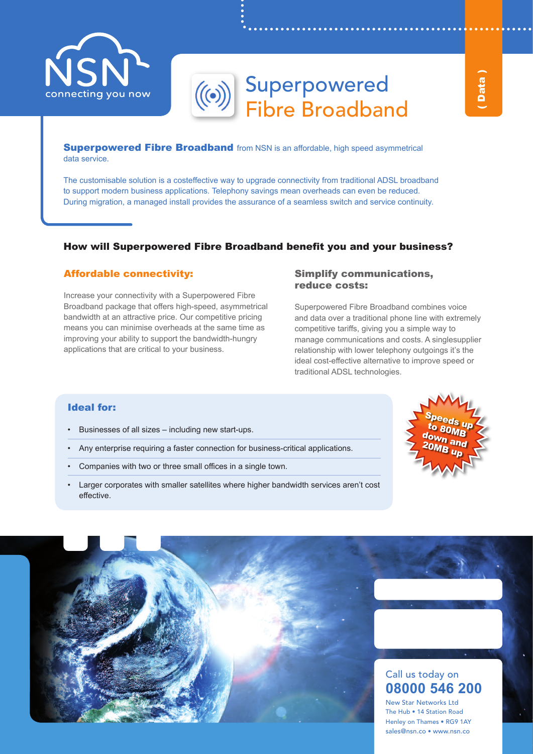NSN
connecting you now

( Data )

# Superpowered Fibre Broadband

**Superpowered Fibre Broadband** from NSN is an affordable, high speed asymmetrical data service.

The customisable solution is a costeffective way to upgrade connectivity from traditional ADSL broadband to support modern business applications. Telephony savings mean overheads can even be reduced. During migration, a managed install provides the assurance of a seamless switch and service continuity.

## How will Superpowered Fibre Broadband benefit you and your business?

### Affordable connectivity:

Increase your connectivity with a Superpowered Fibre Broadband package that offers high-speed, asymmetrical bandwidth at an attractive price. Our competitive pricing means you can minimise overheads at the same time as improving your ability to support the bandwidth-hungry applications that are critical to your business.

### Simplify communications, reduce costs:

Superpowered Fibre Broadband combines voice and data over a traditional phone line with extremely competitive tariffs, giving you a simple way to manage communications and costs. A singlesupplier relationship with lower telephony outgoings it's the ideal cost-effective alternative to improve speed or traditional ADSL technologies.

### Ideal for:

- Businesses of all sizes – including new start-ups.
- Any enterprise requiring a faster connection for business-critical applications.
- Companies with two or three small offices in a single town.
- Larger corporates with smaller satellites where higher bandwidth services aren't cost effective.

**Speeds up to 80MB down and 20MB up**

Call us today on
**08000 546 200**
New Star Networks Ltd
The Hub • 14 Station Road
Henley on Thames • RG9 1AY
sales@nsn.co • www.nsn.co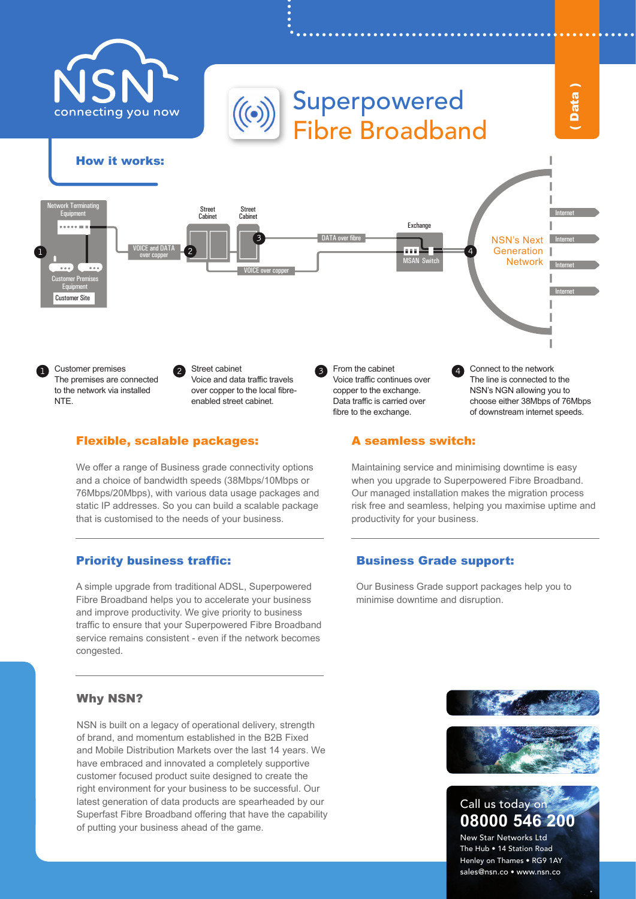NSN
connecting you now

# Superpowered Fibre Broadband

( Data )

## How it works:

Network Terminating Equipment

Customer Premises Equipment

Customer Site

VOICE and DATA over copper

Street Cabinet

Street Cabinet

DATA over fibre

VOICE over copper

Exchange

MSAN Switch

NSN's Next Generation Network

Internet

Internet

Internet

Internet

1. Customer premises
   The premises are connected to the network via installed NTE.
2. Street cabinet
   Voice and data traffic travels over copper to the local fibre-enabled street cabinet.
3. From the cabinet
   Voice traffic continues over copper to the exchange. Data traffic is carried over fibre to the exchange.
4. Connect to the network
   The line is connected to the NSN's NGN allowing you to choose either 38Mbps of 76Mbps of downstream internet speeds.

### Flexible, scalable packages:

We offer a range of Business grade connectivity options and a choice of bandwidth speeds (38Mbps/10Mbps or 76Mbps/20Mbps), with various data usage packages and static IP addresses. So you can build a scalable package that is customised to the needs of your business.

### A seamless switch:

Maintaining service and minimising downtime is easy when you upgrade to Superpowered Fibre Broadband. Our managed installation makes the migration process risk free and seamless, helping you maximise uptime and productivity for your business.

### Priority business traffic:

A simple upgrade from traditional ADSL, Superpowered Fibre Broadband helps you to accelerate your business and improve productivity. We give priority to business traffic to ensure that your Superpowered Fibre Broadband service remains consistent - even if the network becomes congested.

### Business Grade support:

Our Business Grade support packages help you to minimise downtime and disruption.

### Why NSN?

NSN is built on a legacy of operational delivery, strength of brand, and momentum established in the B2B Fixed and Mobile Distribution Markets over the last 14 years. We have embraced and innovated a completely supportive customer focused product suite designed to create the right environment for your business to be successful. Our latest generation of data products are spearheaded by our Superfast Fibre Broadband offering that have the capability of putting your business ahead of the game.

Call us today on
**08000 546 200**

New Star Networks Ltd
The Hub • 14 Station Road
Henley on Thames • RG9 1AY
sales@nsn.co • www.nsn.co